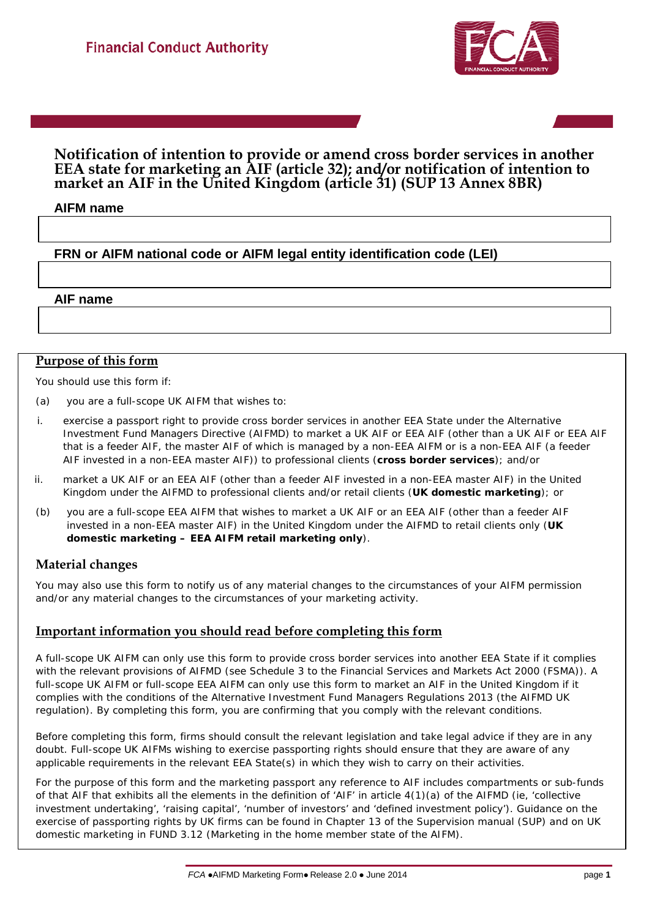Financial Conduct Authority

# Notification of intention to provide or amend cross border services in another EEA state for marketing an AIF (article 32); and/or notification of intention to market an AIF in the United Kingdom (article 31) (SUP 13 Annex 8BR)

**AIFM name**

**FRN or AIFM national code or AIFM legal entity identification code (LEI)**

**AIF name**

## Purpose of this form

You should use this form if:

(a) you are a full-scope UK AIFM that wishes to:

i. exercise a passport right to provide cross border services in another EEA State under the Alternative Investment Fund Managers Directive (AIFMD) to market a UK AIF or EEA AIF (other than a UK AIF or EEA AIF that is a feeder AIF, the master AIF of which is managed by a non-EEA AIFM or is a non-EEA AIF (a feeder AIF invested in a non-EEA master AIF)) to professional clients (**cross border services**); and/or

ii. market a UK AIF or an EEA AIF (other than a feeder AIF invested in a non-EEA master AIF) in the United Kingdom under the AIFMD to professional clients and/or retail clients (**UK domestic marketing**); or

(b) you are a full-scope EEA AIFM that wishes to market a UK AIF or an EEA AIF (other than a feeder AIF invested in a non-EEA master AIF) in the United Kingdom under the AIFMD to retail clients only (**UK domestic marketing – EEA AIFM retail marketing only**).

## Material changes

You may also use this form to notify us of any material changes to the circumstances of your AIFM permission and/or any material changes to the circumstances of your marketing activity.

## Important information you should read before completing this form

A full-scope UK AIFM can only use this form to provide cross border services into another EEA State if it complies with the relevant provisions of AIFMD (see Schedule 3 to the Financial Services and Markets Act 2000 (FSMA)). A full-scope UK AIFM or full-scope EEA AIFM can only use this form to market an AIF in the United Kingdom if it complies with the conditions of the Alternative Investment Fund Managers Regulations 2013 (the AIFMD UK regulation). By completing this form, you are confirming that you comply with the relevant conditions.

Before completing this form, firms should consult the relevant legislation and take legal advice if they are in any doubt. Full-scope UK AIFMs wishing to exercise passporting rights should ensure that they are aware of any applicable requirements in the relevant EEA State(s) in which they wish to carry on their activities.

For the purpose of this form and the marketing passport any reference to AIF includes compartments or sub-funds of that AIF that exhibits all the elements in the definition of 'AIF' in article 4(1)(a) of the AIFMD (ie, 'collective investment undertaking', 'raising capital', 'number of investors' and 'defined investment policy'). Guidance on the exercise of passporting rights by UK firms can be found in Chapter 13 of the Supervision manual (SUP) and on UK domestic marketing in FUND 3.12 (Marketing in the home member state of the AIFM).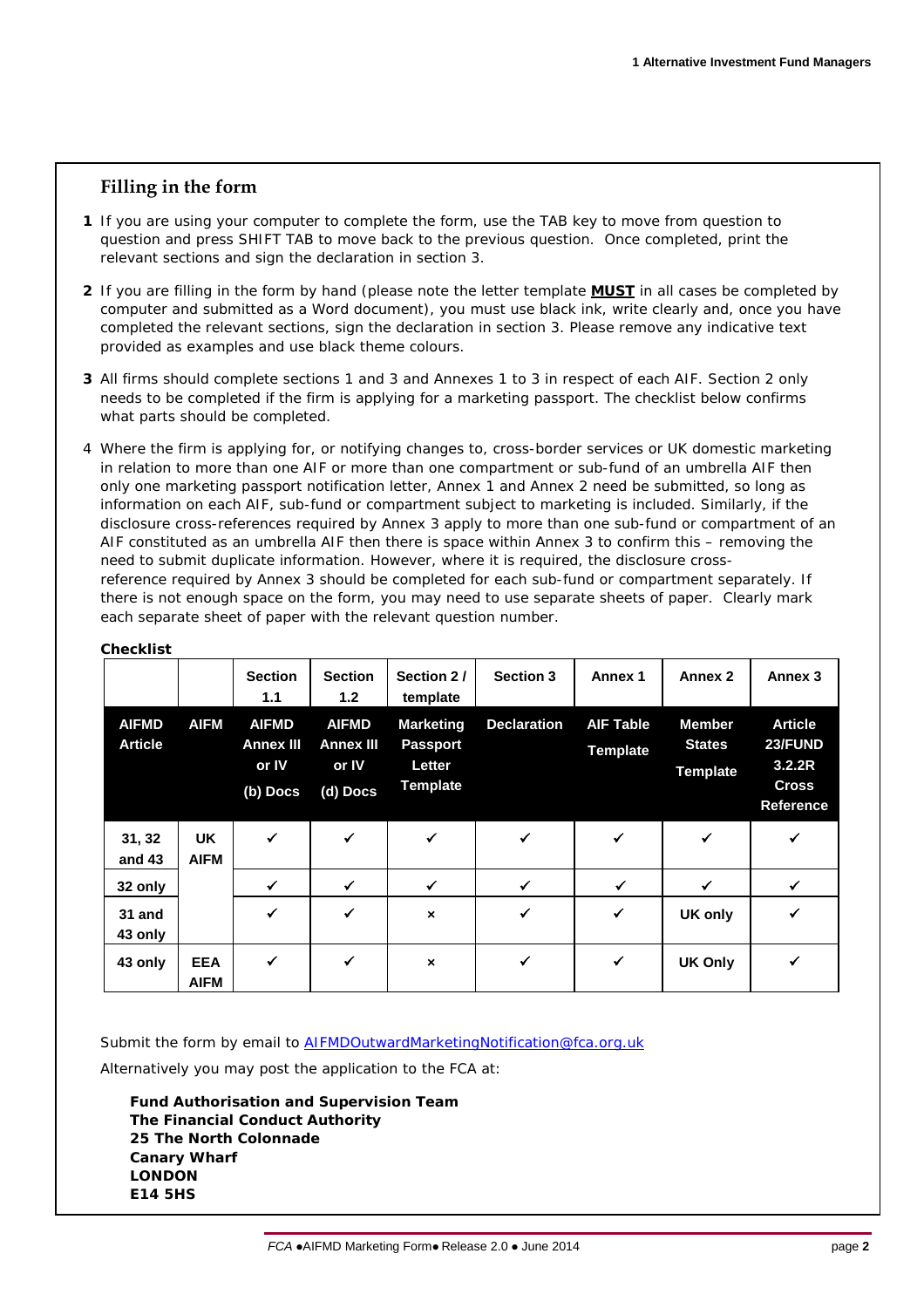## Filling in the form

**1** If you are using your computer to complete the form, use the TAB key to move from question to question and press SHIFT TAB to move back to the previous question. Once completed, print the relevant sections and sign the declaration in section 3.

**2** If you are filling in the form by hand (please note the letter template **MUST** in all cases be completed by computer and submitted as a Word document), you must use black ink, write clearly and, once you have completed the relevant sections, sign the declaration in section 3. Please remove any indicative text provided as examples and use black theme colours.

**3** All firms should complete sections 1 and 3 and Annexes 1 to 3 in respect of each AIF. Section 2 only needs to be completed if the firm is applying for a marketing passport. The checklist below confirms what parts should be completed.

4 Where the firm is applying for, or notifying changes to, cross-border services or UK domestic marketing in relation to more than one AIF or more than one compartment or sub-fund of an umbrella AIF then only one marketing passport notification letter, Annex 1 and Annex 2 need be submitted, so long as information on each AIF, sub-fund or compartment subject to marketing is included. Similarly, if the disclosure cross-references required by Annex 3 apply to more than one sub-fund or compartment of an AIF constituted as an umbrella AIF then there is space within Annex 3 to confirm this – removing the need to submit duplicate information. However, where it is required, the disclosure cross-reference required by Annex 3 should be completed for each sub-fund or compartment separately. If there is not enough space on the form, you may need to use separate sheets of paper. Clearly mark each separate sheet of paper with the relevant question number.

**Checklist**

| | | Section 1.1 | Section 1.2 | Section 2 / template | Section 3 | Annex 1 | Annex 2 | Annex 3 |
|---|---|---|---|---|---|---|---|---|
| **AIFMD Article** | **AIFM** | **AIFMD Annex III or IV (b) Docs** | **AIFMD Annex III or IV (d) Docs** | **Marketing Passport Letter Template** | **Declaration** | **AIF Table Template** | **Member States Template** | **Article 23/FUND 3.2.2R Cross Reference** |
| 31, 32 and 43 | UK AIFM | ✓ | ✓ | ✓ | ✓ | ✓ | ✓ | ✓ |
| 32 only | | ✓ | ✓ | ✓ | ✓ | ✓ | ✓ | ✓ |
| 31 and 43 only | | ✓ | ✓ | × | ✓ | ✓ | UK only | ✓ |
| 43 only | EEA AIFM | ✓ | ✓ | × | ✓ | ✓ | UK Only | ✓ |

Submit the form by email to AIFMDOutwardMarketingNotification@fca.org.uk

Alternatively you may post the application to the FCA at:

**Fund Authorisation and Supervision Team**
**The Financial Conduct Authority**
**25 The North Colonnade**
**Canary Wharf**
**LONDON**
**E14 5HS**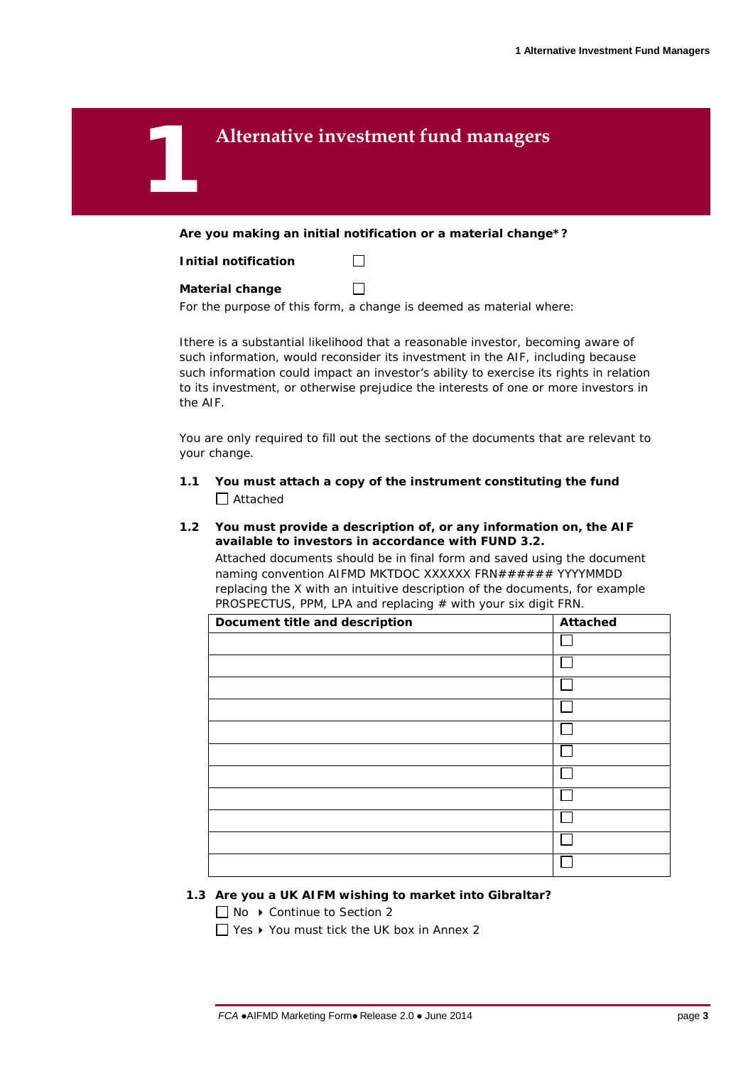# 1 Alternative investment fund managers

**Are you making an initial notification or a material change*?**

**Initial notification** ☐

**Material change** ☐

For the purpose of this form, a change is deemed as material where:

Ithere is a substantial likelihood that a reasonable investor, becoming aware of such information, would reconsider its investment in the AIF, including because such information could impact an investor's ability to exercise its rights in relation to its investment, or otherwise prejudice the interests of one or more investors in the AIF.

You are only required to fill out the sections of the documents that are relevant to your change.

**1.1 You must attach a copy of the instrument constituting the fund**

☐ Attached

**1.2 You must provide a description of, or any information on, the AIF available to investors in accordance with FUND 3.2.**

Attached documents should be in final form and saved using the document naming convention AIFMD MKTDOC XXXXXX FRN###### YYYYMMDD replacing the X with an intuitive description of the documents, for example PROSPECTUS, PPM, LPA and replacing # with your six digit FRN.

| Document title and description | Attached |
|---|---|
| | ☐ |
| | ☐ |
| | ☐ |
| | ☐ |
| | ☐ |
| | ☐ |
| | ☐ |
| | ☐ |
| | ☐ |
| | ☐ |
| | ☐ |

**1.3 Are you a UK AIFM wishing to market into Gibraltar?**

☐ No ▸ Continue to Section 2

☐ Yes ▸ You must tick the UK box in Annex 2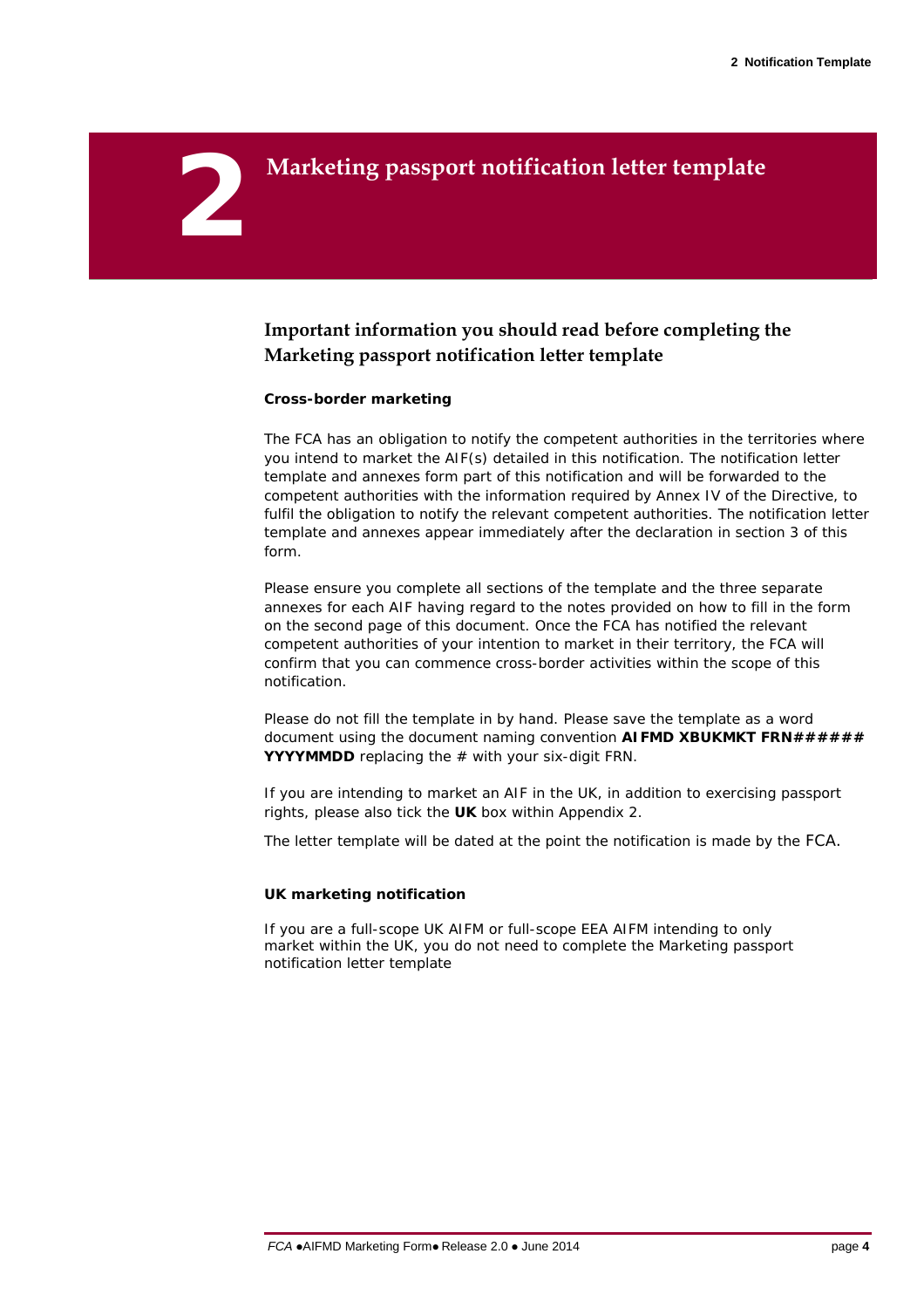# 2 Marketing passport notification letter template

## Important information you should read before completing the Marketing passport notification letter template

### Cross-border marketing

The FCA has an obligation to notify the competent authorities in the territories where you intend to market the AIF(s) detailed in this notification. The notification letter template and annexes form part of this notification and will be forwarded to the competent authorities with the information required by Annex IV of the Directive, to fulfil the obligation to notify the relevant competent authorities. The notification letter template and annexes appear immediately after the declaration in section 3 of this form.

Please ensure you complete all sections of the template and the three separate annexes for each AIF having regard to the notes provided on how to fill in the form on the second page of this document. Once the FCA has notified the relevant competent authorities of your intention to market in their territory, the FCA will confirm that you can commence cross-border activities within the scope of this notification.

Please do not fill the template in by hand. Please save the template as a word document using the document naming convention **AIFMD XBUKMKT FRN###### YYYYMMDD** replacing the # with your six-digit FRN.

If you are intending to market an AIF in the UK, in addition to exercising passport rights, please also tick the **UK** box within Appendix 2.

The letter template will be dated at the point the notification is made by the FCA.

### UK marketing notification

If you are a full-scope UK AIFM or full-scope EEA AIFM intending to only market within the UK, you do not need to complete the Marketing passport notification letter template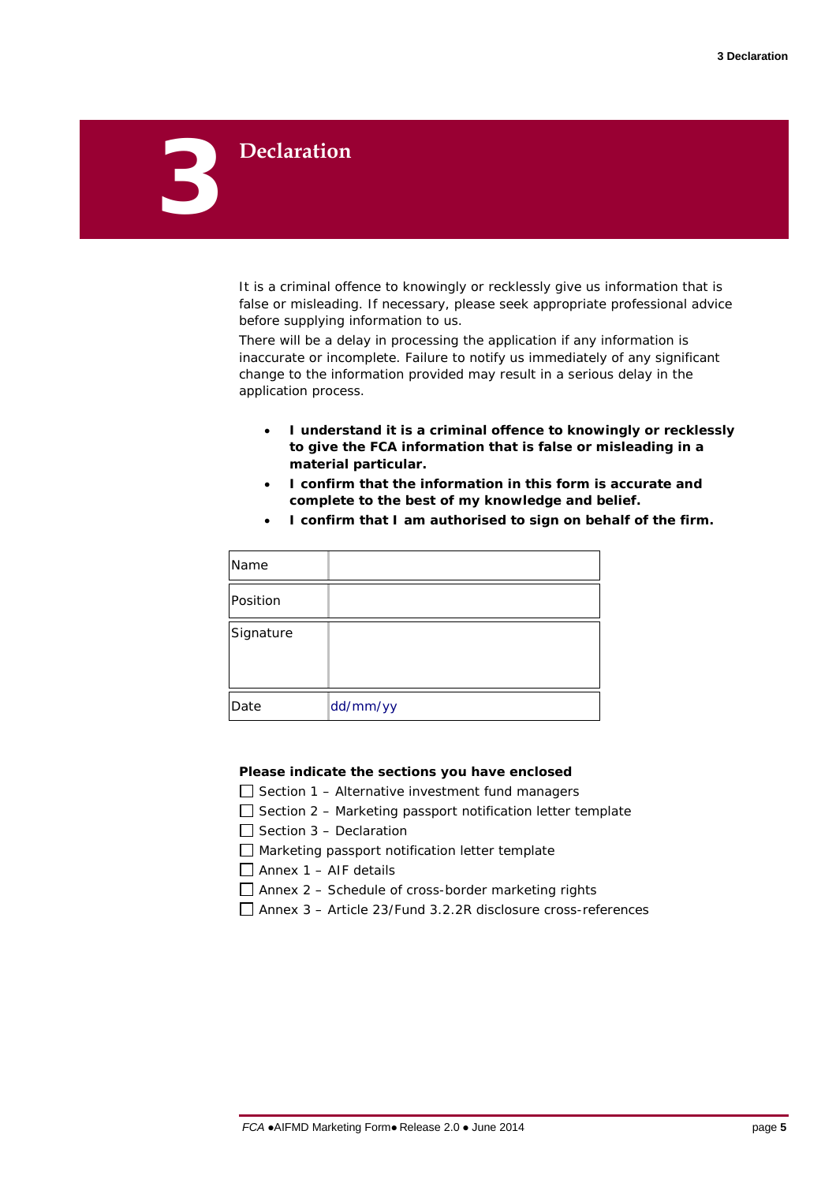# 3 Declaration

It is a criminal offence to knowingly or recklessly give us information that is false or misleading. If necessary, please seek appropriate professional advice before supplying information to us.

There will be a delay in processing the application if any information is inaccurate or incomplete. Failure to notify us immediately of any significant change to the information provided may result in a serious delay in the application process.

- **I understand it is a criminal offence to knowingly or recklessly to give the FCA information that is false or misleading in a material particular.**
- **I confirm that the information in this form is accurate and complete to the best of my knowledge and belief.**
- **I confirm that I am authorised to sign on behalf of the firm.**

| | |
|---|---|
| Name | |
| Position | |
| Signature | |
| Date | dd/mm/yy |

**Please indicate the sections you have enclosed**

☐ Section 1 – Alternative investment fund managers
☐ Section 2 – Marketing passport notification letter template
☐ Section 3 – Declaration
☐ Marketing passport notification letter template
☐ Annex 1 – AIF details
☐ Annex 2 – Schedule of cross-border marketing rights
☐ Annex 3 – Article 23/Fund 3.2.2R disclosure cross-references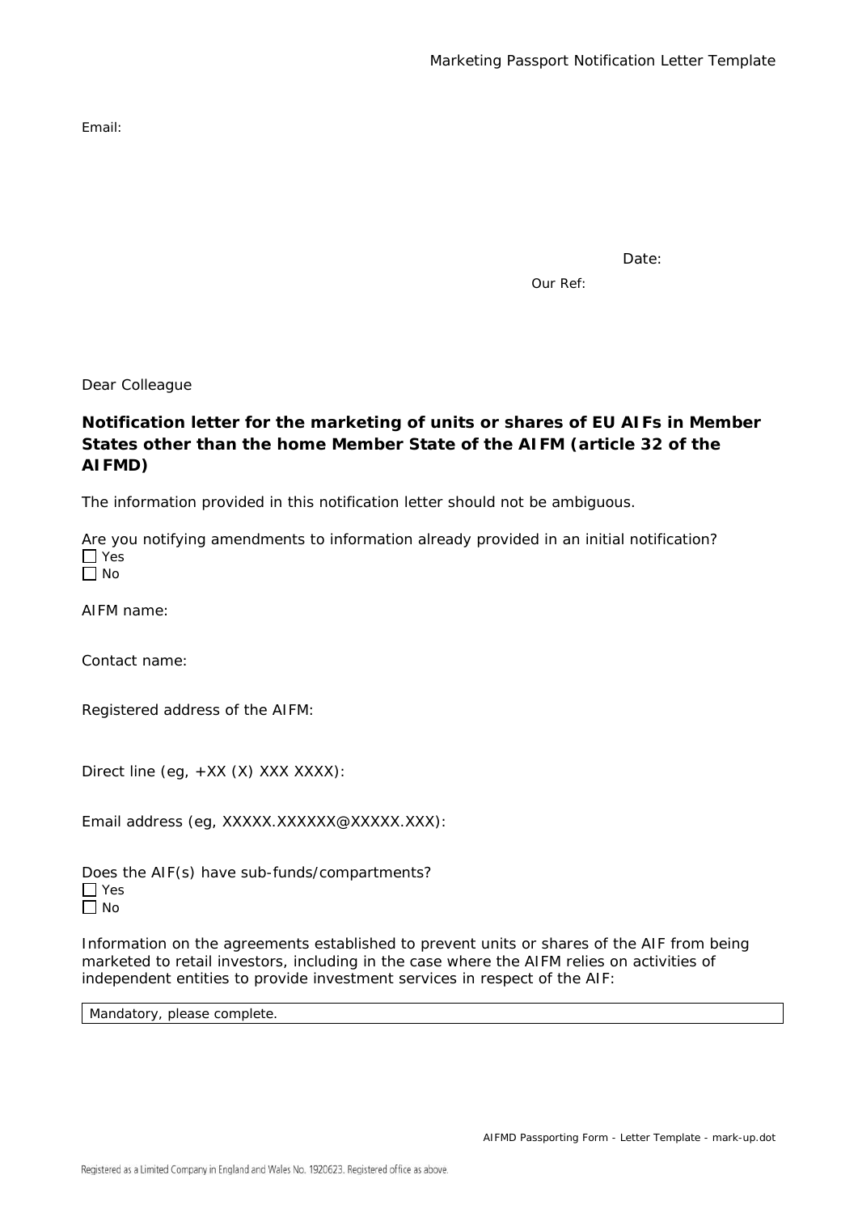Email:

Date:

Our Ref:

Dear Colleague

**Notification letter for the marketing of units or shares of EU AIFs in Member States other than the home Member State of the AIFM (article 32 of the AIFMD)**

The information provided in this notification letter should not be ambiguous.

Are you notifying amendments to information already provided in an initial notification?

☐ Yes
☐ No

AIFM name:

Contact name:

Registered address of the AIFM:

Direct line (eg, +XX (X) XXX XXXX):

Email address (eg, XXXXX.XXXXXX@XXXXX.XXX):

Does the AIF(s) have sub-funds/compartments?

☐ Yes
☐ No

Information on the agreements established to prevent units or shares of the AIF from being marketed to retail investors, including in the case where the AIFM relies on activities of independent entities to provide investment services in respect of the AIF:

| Mandatory, please complete. |
|---|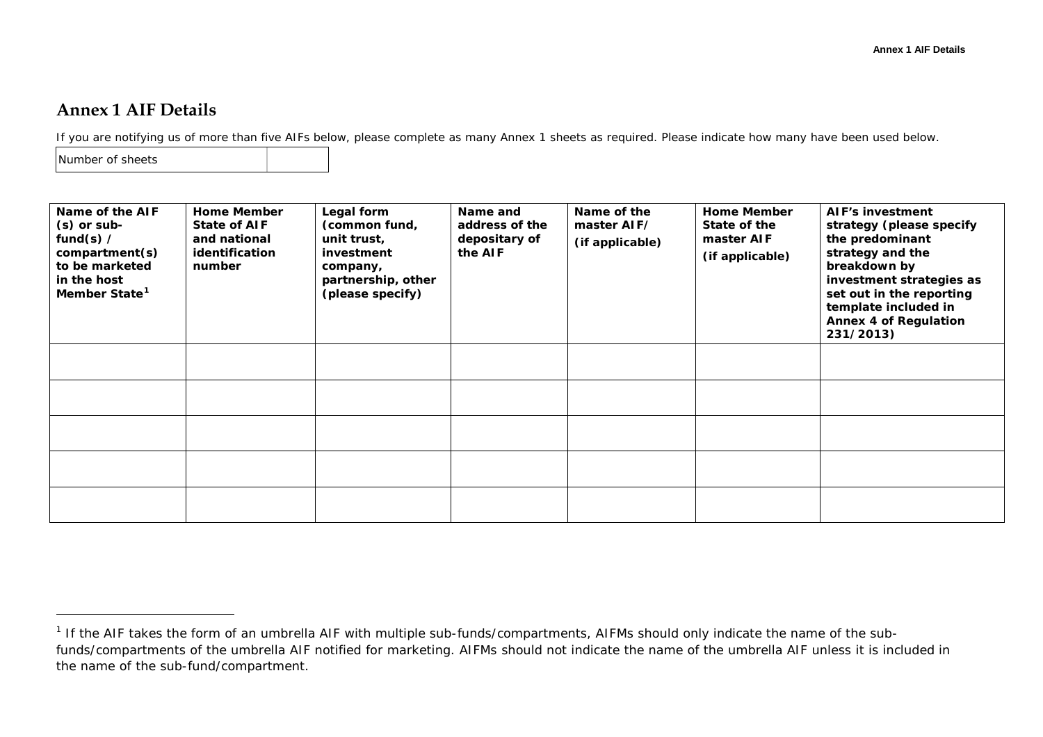# Annex 1 AIF Details

If you are notifying us of more than five AIFs below, please complete as many Annex 1 sheets as required. Please indicate how many have been used below.

| Number of sheets | |
|---|---|

| Name of the AIF (s) or sub-fund(s) / compartment(s) to be marketed in the host Member State[1] | Home Member State of AIF and national identification number | Legal form (common fund, unit trust, investment company, partnership, other (please specify) | Name and address of the depositary of the AIF | Name of the master AIF/ (if applicable) | Home Member State of the master AIF (if applicable) | AIF's investment strategy (please specify the predominant strategy and the breakdown by investment strategies as set out in the reporting template included in Annex 4 of Regulation 231/2013) |
|---|---|---|---|---|---|---|
| | | | | | | |
| | | | | | | |
| | | | | | | |
| | | | | | | |
| | | | | | | |

[1] If the AIF takes the form of an umbrella AIF with multiple sub-funds/compartments, AIFMs should only indicate the name of the sub-funds/compartments of the umbrella AIF notified for marketing. AIFMs should not indicate the name of the umbrella AIF unless it is included in the name of the sub-fund/compartment.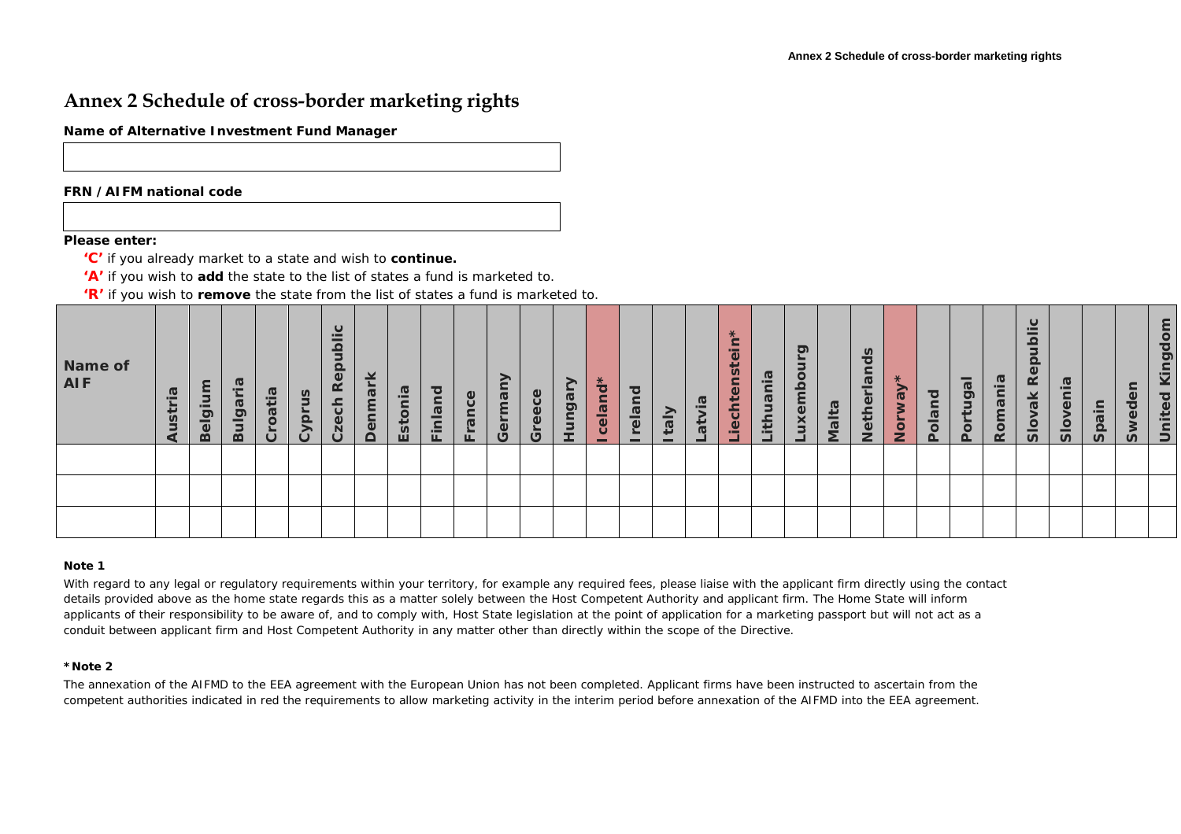# Annex 2 Schedule of cross-border marketing rights

**Name of Alternative Investment Fund Manager**

|   |
|---|
|   |

**FRN / AIFM national code**

|   |
|---|
|   |

**Please enter:**

- **'C'** if you already market to a state and wish to **continue.**
- **'A'** if you wish to **add** the state to the list of states a fund is marketed to.
- **'R'** if you wish to **remove** the state from the list of states a fund is marketed to.

| Name of AIF | Austria | Belgium | Bulgaria | Croatia | Cyprus | Czech Republic | Denmark | Estonia | Finland | France | Germany | Greece | Hungary | Iceland* | Ireland | Italy | Latvia | Liechtenstein* | Lithuania | Luxembourg | Malta | Netherlands | Norway* | Poland | Portugal | Romania | Slovak Republic | Slovenia | Spain | Sweden | United Kingdom |
|---|---|---|---|---|---|---|---|---|---|---|---|---|---|---|---|---|---|---|---|---|---|---|---|---|---|---|---|---|---|---|---|
| | | | | | | | | | | | | | | | | | | | | | | | | | | | | | | | |
| | | | | | | | | | | | | | | | | | | | | | | | | | | | | | | | |
| | | | | | | | | | | | | | | | | | | | | | | | | | | | | | | | |

**Note 1**

With regard to any legal or regulatory requirements within your territory, for example any required fees, please liaise with the applicant firm directly using the contact details provided above as the home state regards this as a matter solely between the Host Competent Authority and applicant firm. The Home State will inform applicants of their responsibility to be aware of, and to comply with, Host State legislation at the point of application for a marketing passport but will not act as a conduit between applicant firm and Host Competent Authority in any matter other than directly within the scope of the Directive.

**\*Note 2**

The annexation of the AIFMD to the EEA agreement with the European Union has not been completed. Applicant firms have been instructed to ascertain from the competent authorities indicated in red the requirements to allow marketing activity in the interim period before annexation of the AIFMD into the EEA agreement.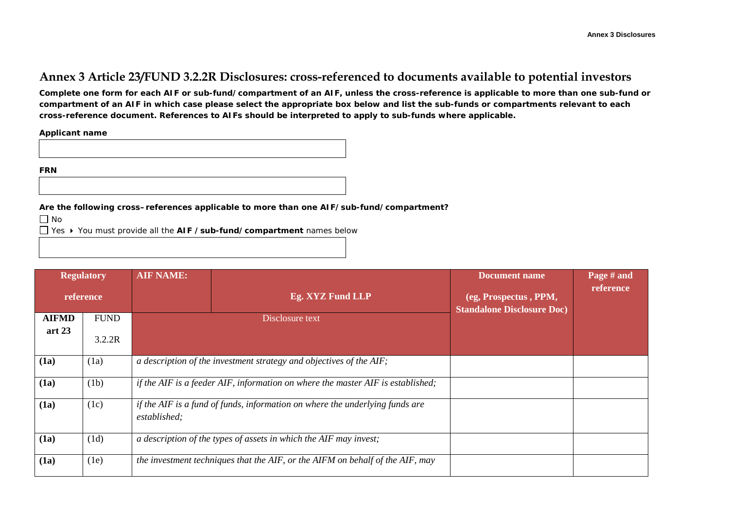# Annex 3 Article 23/FUND 3.2.2R Disclosures: cross-referenced to documents available to potential investors

**Complete one form for each AIF or sub-fund/compartment of an AIF, unless the cross-reference is applicable to more than one sub-fund or compartment of an AIF in which case please select the appropriate box below and list the sub-funds or compartments relevant to each cross-reference document. References to AIFs should be interpreted to apply to sub-funds where applicable.**

**Applicant name**

**FRN**

**Are the following cross–references applicable to more than one AIF/sub-fund/compartment?**

☐ No

☐ Yes ▸ You must provide all the **AIF / sub-fund/compartment** names below

| Regulatory reference | | AIF NAME: | Eg. XYZ Fund LLP | Document name (eg, Prospectus , PPM, Standalone Disclosure Doc) | Page # and reference |
|---|---|---|---|---|---|
| **AIFMD art 23** | FUND 3.2.2R | Disclosure text | | | |
| **(1a)** | (1a) | *a description of the investment strategy and objectives of the AIF;* | | | |
| **(1a)** | (1b) | *if the AIF is a feeder AIF, information on where the master AIF is established;* | | | |
| **(1a)** | (1c) | *if the AIF is a fund of funds, information on where the underlying funds are established;* | | | |
| **(1a)** | (1d) | *a description of the types of assets in which the AIF may invest;* | | | |
| **(1a)** | (1e) | *the investment techniques that the AIF, or the AIFM on behalf of the AIF, may* | | | |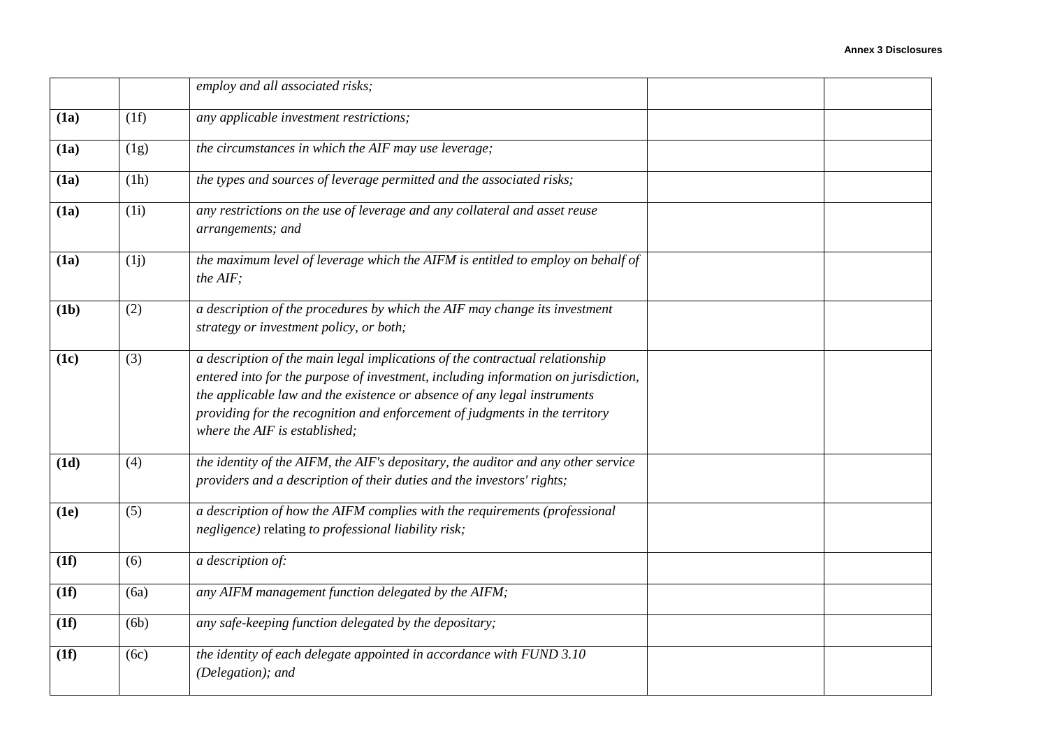| | | | | |
|---|---|---|---|---|
| | | *employ and all associated risks;* | | |
| **(1a)** | (1f) | *any applicable investment restrictions;* | | |
| **(1a)** | (1g) | *the circumstances in which the AIF may use leverage;* | | |
| **(1a)** | (1h) | *the types and sources of leverage permitted and the associated risks;* | | |
| **(1a)** | (1i) | *any restrictions on the use of leverage and any collateral and asset reuse arrangements; and* | | |
| **(1a)** | (1j) | *the maximum level of leverage which the AIFM is entitled to employ on behalf of the AIF;* | | |
| **(1b)** | (2) | *a description of the procedures by which the AIF may change its investment strategy or investment policy, or both;* | | |
| **(1c)** | (3) | *a description of the main legal implications of the contractual relationship entered into for the purpose of investment, including information on jurisdiction, the applicable law and the existence or absence of any legal instruments providing for the recognition and enforcement of judgments in the territory where the AIF is established;* | | |
| **(1d)** | (4) | *the identity of the AIFM, the AIF's depositary, the auditor and any other service providers and a description of their duties and the investors' rights;* | | |
| **(1e)** | (5) | *a description of how the AIFM complies with the requirements (professional negligence)* relating *to professional liability risk;* | | |
| **(1f)** | (6) | *a description of:* | | |
| **(1f)** | (6a) | *any AIFM management function delegated by the AIFM;* | | |
| **(1f)** | (6b) | *any safe-keeping function delegated by the depositary;* | | |
| **(1f)** | (6c) | *the identity of each delegate appointed in accordance with FUND 3.10 (Delegation); and* | | |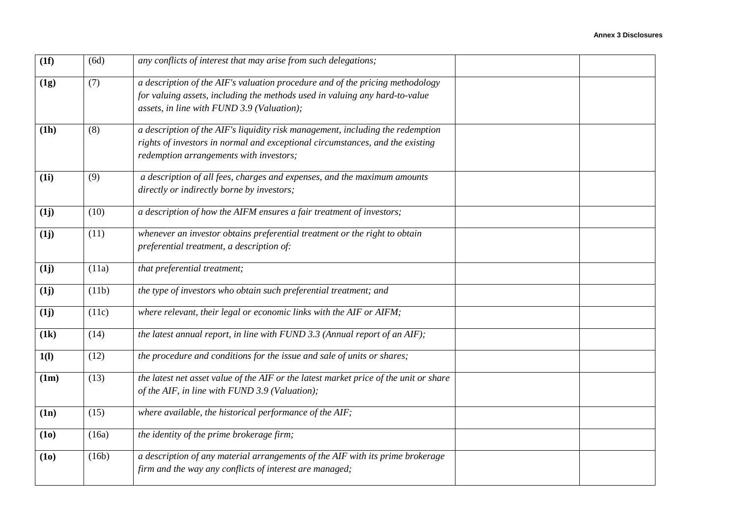| | | | | |
|---|---|---|---|---|
| **(1f)** | (6d) | *any conflicts of interest that may arise from such delegations;* | | |
| **(1g)** | (7) | *a description of the AIF's valuation procedure and of the pricing methodology for valuing assets, including the methods used in valuing any hard-to-value assets, in line with FUND 3.9 (Valuation);* | | |
| **(1h)** | (8) | *a description of the AIF's liquidity risk management, including the redemption rights of investors in normal and exceptional circumstances, and the existing redemption arrangements with investors;* | | |
| **(1i)** | (9) | *a description of all fees, charges and expenses, and the maximum amounts directly or indirectly borne by investors;* | | |
| **(1j)** | (10) | *a description of how the AIFM ensures a fair treatment of investors;* | | |
| **(1j)** | (11) | *whenever an investor obtains preferential treatment or the right to obtain preferential treatment, a description of:* | | |
| **(1j)** | (11a) | *that preferential treatment;* | | |
| **(1j)** | (11b) | *the type of investors who obtain such preferential treatment; and* | | |
| **(1j)** | (11c) | *where relevant, their legal or economic links with the AIF or AIFM;* | | |
| **(1k)** | (14) | *the latest annual report, in line with FUND 3.3 (Annual report of an AIF);* | | |
| **1(l)** | (12) | *the procedure and conditions for the issue and sale of units or shares;* | | |
| **(1m)** | (13) | *the latest net asset value of the AIF or the latest market price of the unit or share of the AIF, in line with FUND 3.9 (Valuation);* | | |
| **(1n)** | (15) | *where available, the historical performance of the AIF;* | | |
| **(1o)** | (16a) | *the identity of the prime brokerage firm;* | | |
| **(1o)** | (16b) | *a description of any material arrangements of the AIF with its prime brokerage firm and the way any conflicts of interest are managed;* | | |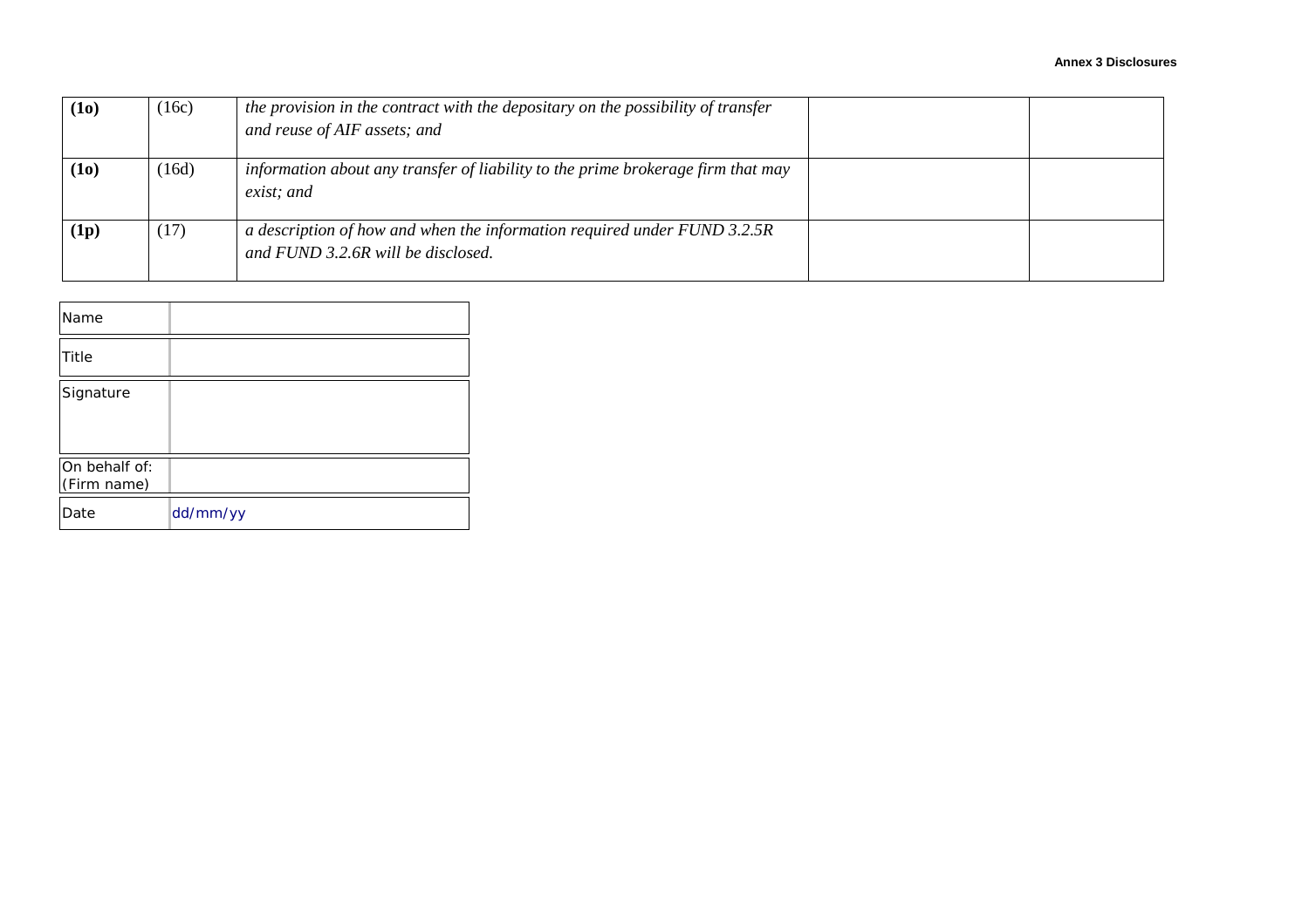| | | | | |
|---|---|---|---|---|
| **(1o)** | (16c) | *the provision in the contract with the depositary on the possibility of transfer and reuse of AIF assets; and* | | |
| **(1o)** | (16d) | *information about any transfer of liability to the prime brokerage firm that may exist; and* | | |
| **(1p)** | (17) | *a description of how and when the information required under FUND 3.2.5R and FUND 3.2.6R will be disclosed.* | | |

| | |
|---|---|
| Name | |
| Title | |
| Signature | |
| On behalf of: (Firm name) | |
| Date | dd/mm/yy |